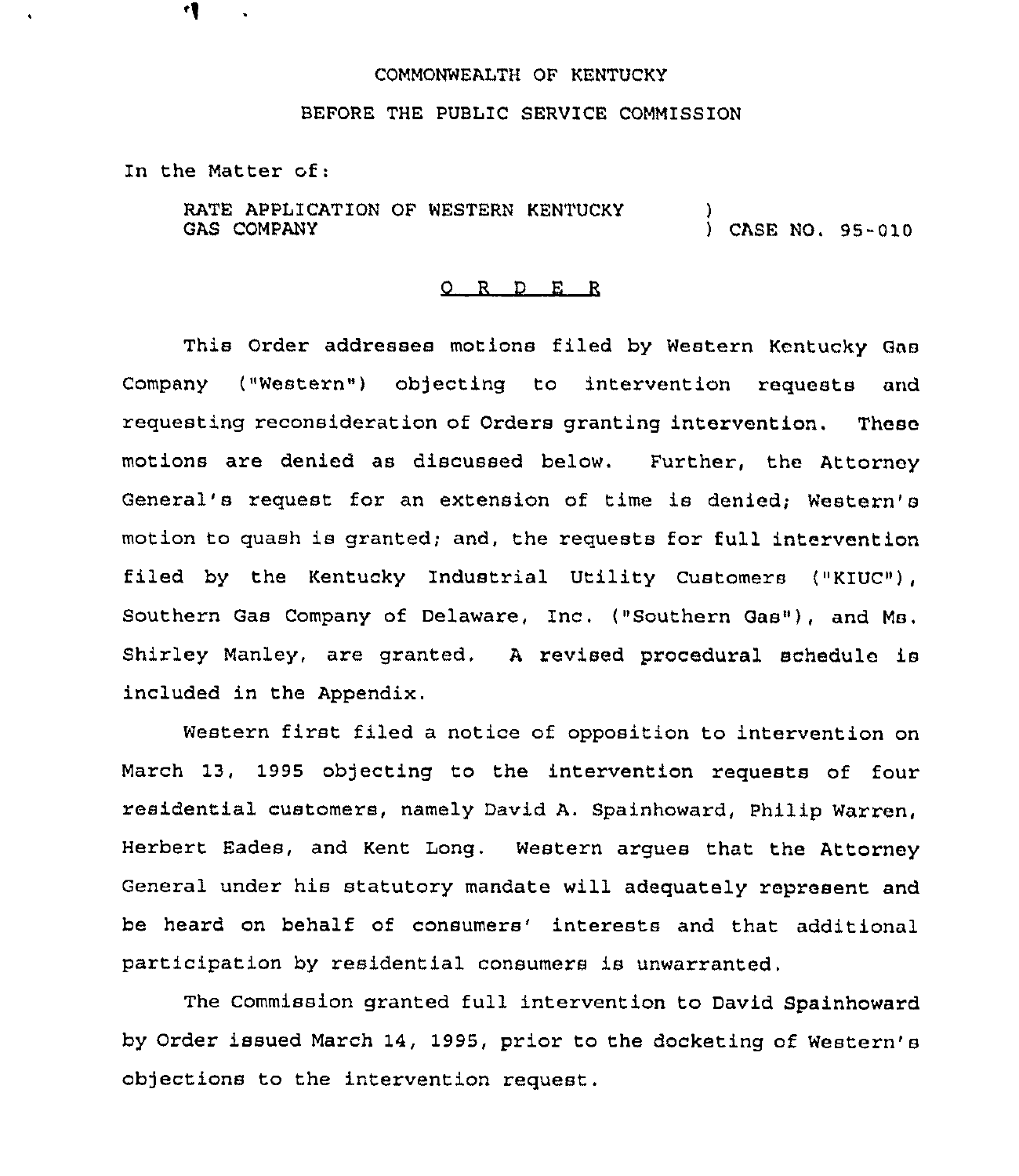COMMONWEALTH OF KENTUCKY

BEFORE THE PUBLIC SERVICE COMMISSION

In the Matter of:

RATE APPLICATION OF WESTERN KENTUCKY GAS COMPANY ) CASE NO. 95-010

## ORDER

This Order addresses motions filed by Western Kentucky Gas Company ("Western") objecting to intervention requests and requesting reconsideration of Orders granting intervention. These motions are denied as discussed below. Further, the Attorney General's request for an extension of time is denied; Western's motion to quash is granted; and, the requests for full intervention filed by the Kentucky Industrial Utility Customers ("KIUC"), Southern Gas Company of Delaware, Inc. ("Southern Gas"), and Ms. Shirley Manley, are granted. A revised procedural schedule is included in the Appendix.

Western first filed a notice of opposition to intervention on March 13, 1995 objecting to the intervention requests of four residential customers, namely David A. Spainhoward, Philip Warren, Herbert Eades, and Kent Long. Western argues that the Attorney General under his statutory mandate will adequately represent and be heard on behalf of consumers' interests and that additional participation by residential consumers is unwarranted.

The Commission granted full intervention to David Spainhoward by Order issued March 14, 1995, prior to the docketing of Western's objections to the intervention request.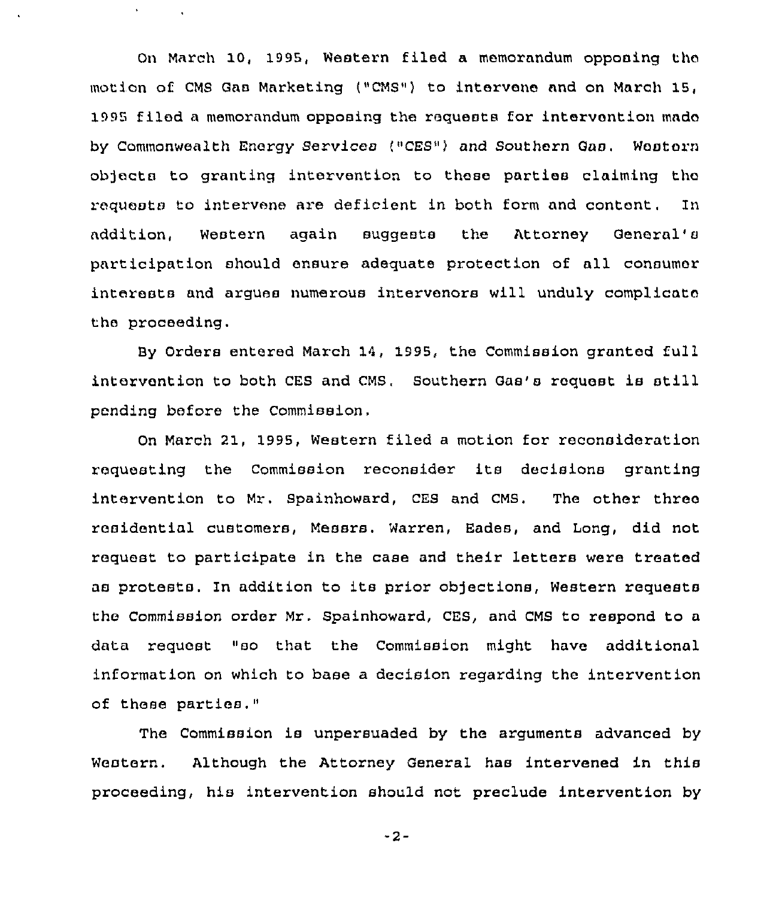On March 10, 1995, Western filed a memorandum opposing the motion of CMS Gas Marketing ("CMS") to intervene and on March 15, 1995 filed a memorandum opposing the requests for intervention made by Commonwealth Energy Services ("CES") and Southern Gas. Western objects to granting intervention to these parties claiming the requests to intervene are deficient in both form and content. In addition, Western again suggests the Attorney General's participation should ensure adequate protection of all consumer interests and argues numerous intervenors will unduly complicate the proceeding.

By Orders entered March 14, 1995, the Commission granted full intervention to both CES and CMS. Southern Gas's request is still pending before the Commission.

On March 21, 1995, Western filed a motion for reconsideration requesting the Commission reconsider its decisions granting intervention to Mr. Spainhoward, CES and CMS. The other three residential customers, Messrs. Warren, Eades, and Long, did not request to participate in the case and their letters were treated as protests. In addition to its prior objections, Western requests the Commission order Mr. Spainhoward, CES, and CMS to respond to a data request "so that the Commission might have additional information on which to base a decision regarding the intervention of these parties."

The Commission is unpersuaded by the arguments advanced by Western. Although the Attorney General has intervened in this proceeding, his intervention should not preclude intervention by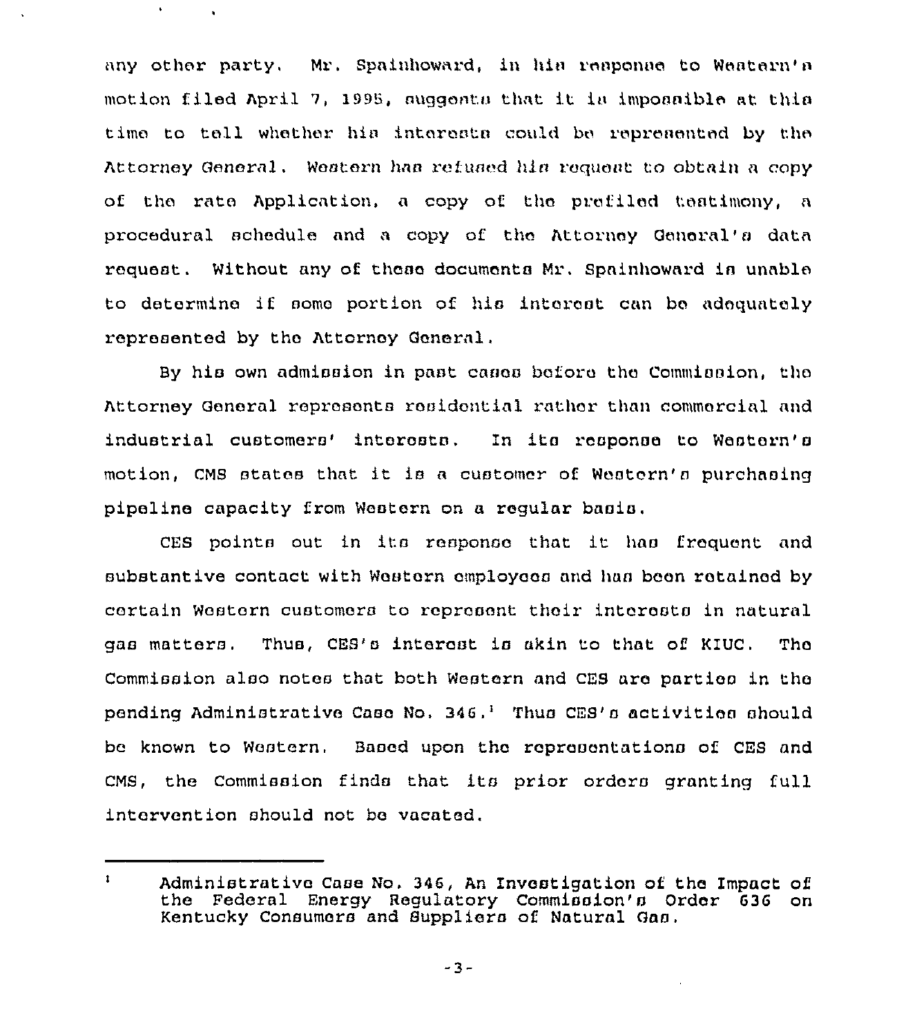any other party. Mr. Spainhoward, in his response to Western's motion filed April 7, 1995, suggests that it is impossible at this time to tell whether his interests could be represented by the Attorney General. Western has refused his request to obtain a copy of the rate Application, a copy of the prefiled testimony, a procedural schedule and a copy of the Attorney General's data request. Without any of these documents Mr. Spainhoward is unable to determine if some portion of his interest can be adequately represented by the Attorney General.

By his own admission in past cases before the Commission, the Attorney General represents residential rather than commercial and industrial customers' interests. In its response to Western's motion, CMS states that it is a customer of Western's purchasing pipeline capacity from Western on a regular basis.

CES points out in its response that it has frequent and substantive contact with Western employees and has been retained by certain Western customers to represent their interests in natural gas matters. Thus, CES's interest is akin to that of KIUC. The Commission also notes that both Western and CES are parties in the pending Administrative Case No. 346.[1] Thus CES's activities should be known to Western. Based upon the representations of CES and CMS, the Commission finds that its prior orders granting full intervention should not be vacated.

---

[1] Administrative Case No. 346, An Investigation of the Impact of the Federal Energy Regulatory Commission's Order 636 on Kentucky Consumers and Suppliers of Natural Gas.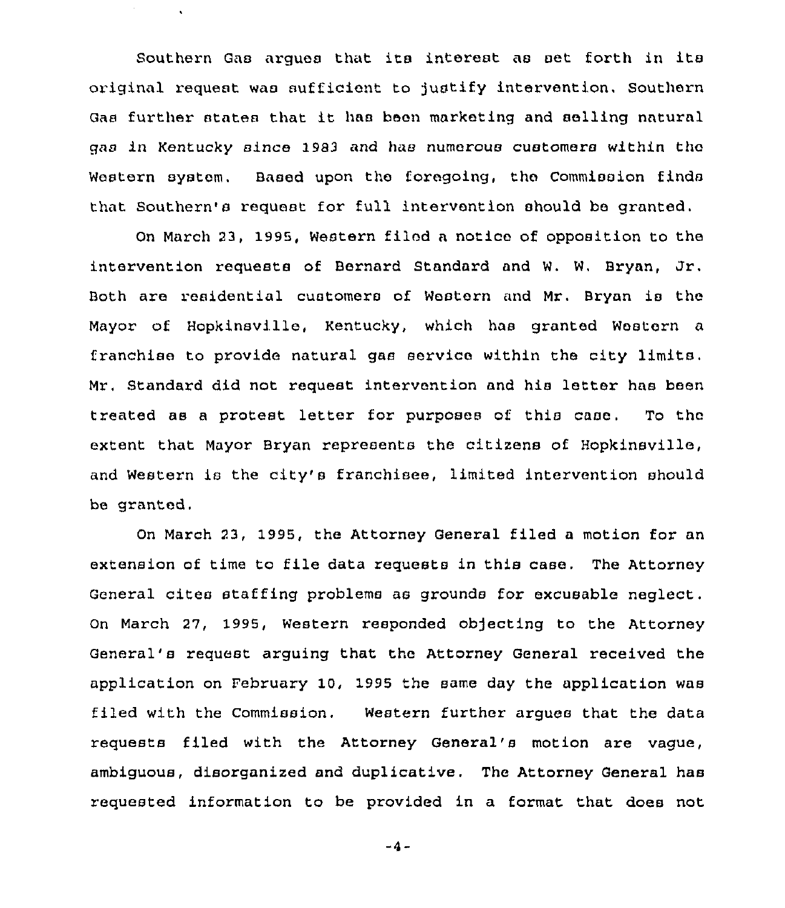Southern Gas argues that its interest as set forth in its original request was sufficient to justify intervention. Southern Gas further states that it has been marketing and selling natural gas in Kentucky since 1983 and has numerous customers within the Western system. Based upon the foregoing, the Commission finds that Southern's request for full intervention should be granted.

On March 23, 1995, Western filed a notice of opposition to the intervention requests of Bernard Standard and W. W. Bryan, Jr. Both are residential customers of Western and Mr. Bryan is the Mayor of Hopkinsville, Kentucky, which has granted Western a franchise to provide natural gas service within the city limits. Mr. Standard did not request intervention and his letter has been treated as a protest letter for purposes of this case. To the extent that Mayor Bryan represents the citizens of Hopkinsville, and Western is the city's franchisee, limited intervention should be granted.

On March 23, 1995, the Attorney General filed a motion for an extension of time to file data requests in this case. The Attorney General cites staffing problems as grounds for excusable neglect. On March 27, 1995, Western responded objecting to the Attorney General's request arguing that the Attorney General received the application on February 10, 1995 the same day the application was filed with the Commission. Western further argues that the data requests filed with the Attorney General's motion are vague, ambiguous, disorganized and duplicative. The Attorney General has requested information to be provided in a format that does not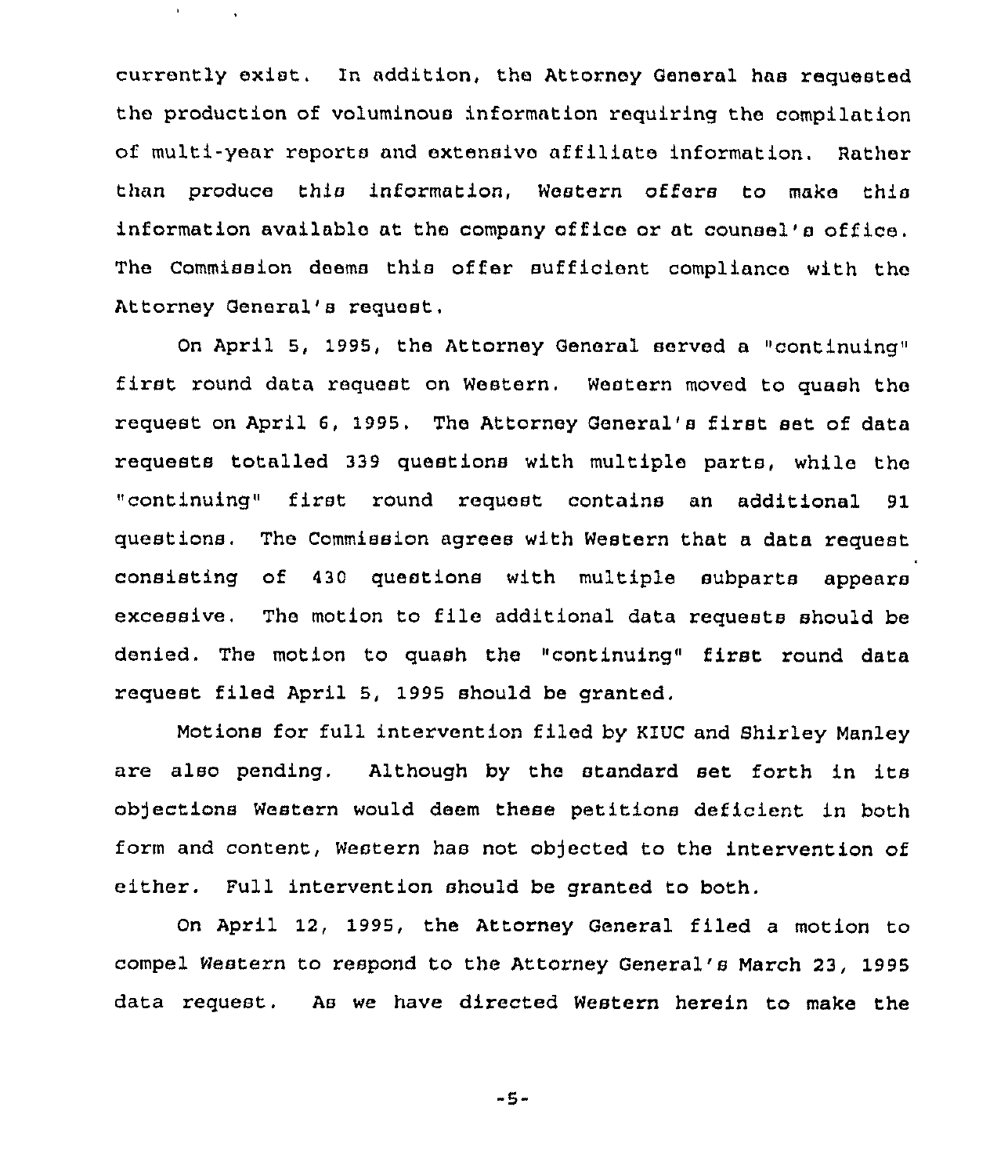currently exist. In addition, the Attorney General has requested the production of voluminous information requiring the compilation of multi-year reports and extensive affiliate information. Rather than produce this information, Western offers to make this information available at the company office or at counsel's office. The Commission deems this offer sufficient compliance with the Attorney General's request.

On April 5, 1995, the Attorney General served a "continuing" first round data request on Western. Western moved to quash the request on April 6, 1995. The Attorney General's first set of data requests totalled 339 questions with multiple parts, while the "continuing" first round request contains an additional 91 questions. The Commission agrees with Western that a data request consisting of 430 questions with multiple subparts appears excessive. The motion to file additional data requests should be denied. The motion to quash the "continuing" first round data request filed April 5, 1995 should be granted.

Motions for full intervention filed by KIUC and Shirley Manley are also pending. Although by the standard set forth in its objections Western would deem these petitions deficient in both form and content, Western has not objected to the intervention of either. Full intervention should be granted to both.

On April 12, 1995, the Attorney General filed a motion to compel Western to respond to the Attorney General's March 23, 1995 data request. As we have directed Western herein to make the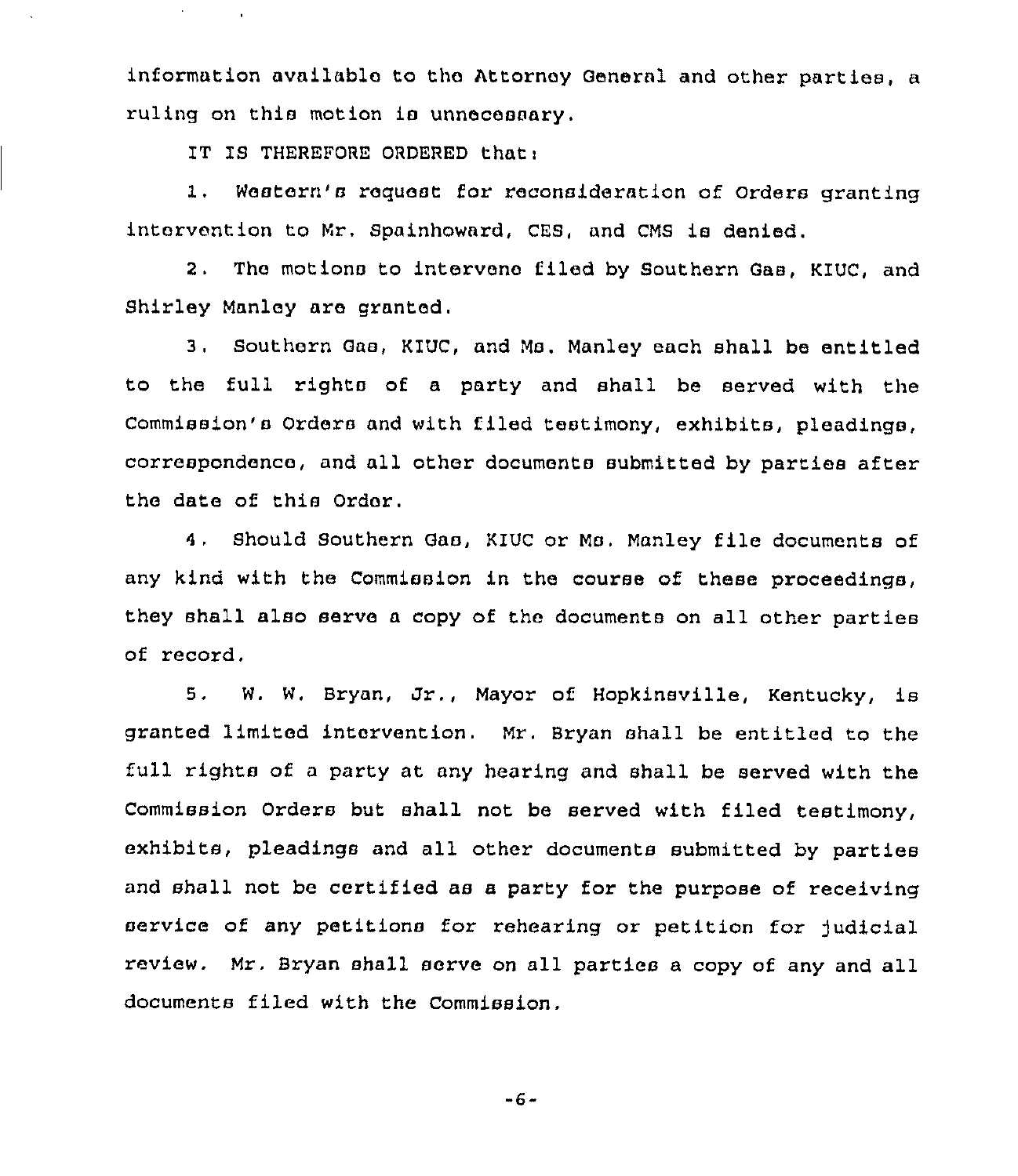information available to the Attorney General and other parties, a ruling on this motion is unnecessary.

IT IS THEREFORE ORDERED that:

1. Western's request for reconsideration of Orders granting intervention to Mr. Spainhoward, CES, and CMS is denied.

2. The motions to intervene filed by Southern Gas, KIUC, and Shirley Manley are granted.

3. Southern Gas, KIUC, and Ms. Manley each shall be entitled to the full rights of a party and shall be served with the Commission's Orders and with filed testimony, exhibits, pleadings, correspondence, and all other documents submitted by parties after the date of this Order.

4. Should Southern Gas, KIUC or Ms. Manley file documents of any kind with the Commission in the course of these proceedings, they shall also serve a copy of the documents on all other parties of record.

5. W. W. Bryan, Jr., Mayor of Hopkinsville, Kentucky, is granted limited intervention. Mr. Bryan shall be entitled to the full rights of a party at any hearing and shall be served with the Commission Orders but shall not be served with filed testimony, exhibits, pleadings and all other documents submitted by parties and shall not be certified as a party for the purpose of receiving service of any petitions for rehearing or petition for judicial review. Mr. Bryan shall serve on all parties a copy of any and all documents filed with the Commission.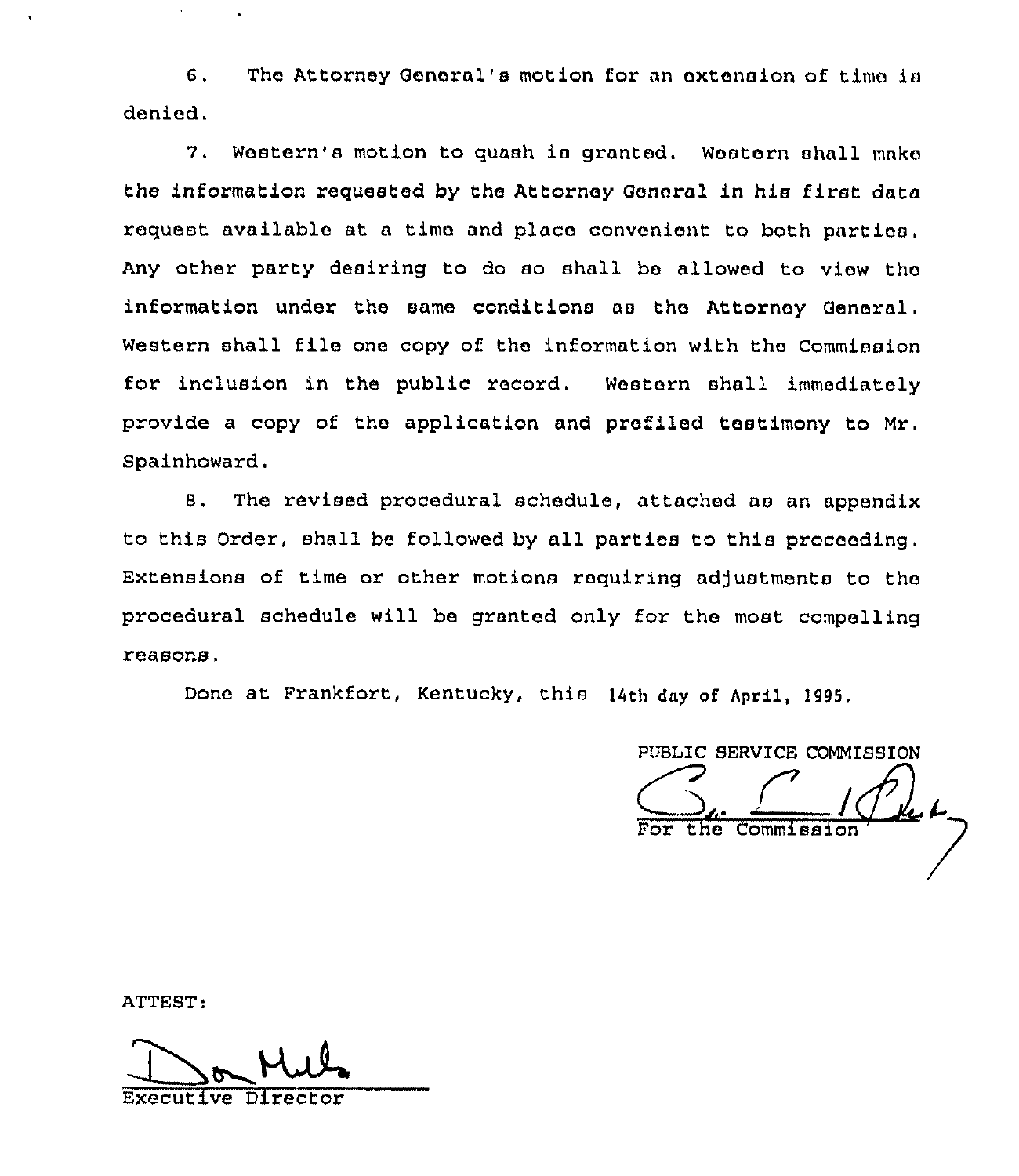6. The Attorney General's motion for an extension of time is denied.

7. Western's motion to quash is granted. Western shall make the information requested by the Attorney General in his first data request available at a time and place convenient to both parties. Any other party desiring to do so shall be allowed to view the information under the same conditions as the Attorney General. Western shall file one copy of the information with the Commission for inclusion in the public record. Western shall immediately provide a copy of the application and prefiled testimony to Mr. Spainhoward.

8. The revised procedural schedule, attached as an appendix to this Order, shall be followed by all parties to this proceeding. Extensions of time or other motions requiring adjustments to the procedural schedule will be granted only for the most compelling reasons.

Done at Frankfort, Kentucky, this 14th day of April, 1995.

PUBLIC SERVICE COMMISSION

For the Commission

ATTEST:

Executive Director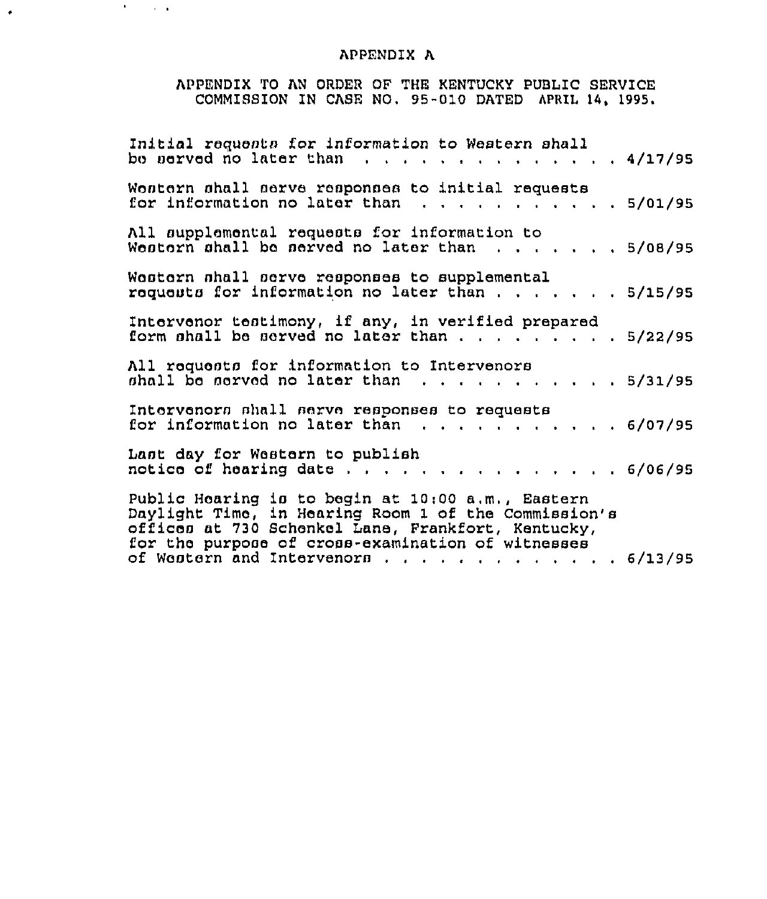# APPENDIX A

APPENDIX TO AN ORDER OF THE KENTUCKY PUBLIC SERVICE COMMISSION IN CASE NO. 95-010 DATED APRIL 14, 1995.

Initial requests for information to Western shall be served no later than . . . . . . . . . . . . . . . . 4/17/95

Western shall serve responses to initial requests for information no later than . . . . . . . . . . . . 5/01/95

All supplemental requests for information to Western shall be served no later than . . . . . . . . 5/08/95

Western shall serve responses to supplemental requests for information no later than . . . . . . . . 5/15/95

Intervenor testimony, if any, in verified prepared form shall be served no later than . . . . . . . . . . 5/22/95

All requests for information to Intervenors shall be served no later than . . . . . . . . . . . . 5/31/95

Intervenors shall serve responses to requests for information no later than . . . . . . . . . . . . 6/07/95

Last day for Western to publish notice of hearing date . . . . . . . . . . . . . . . . 6/06/95

Public Hearing is to begin at 10:00 a.m., Eastern Daylight Time, in Hearing Room 1 of the Commission's offices at 730 Schenkel Lane, Frankfort, Kentucky, for the purpose of cross-examination of witnesses of Western and Intervenors . . . . . . . . . . . . . . 6/13/95